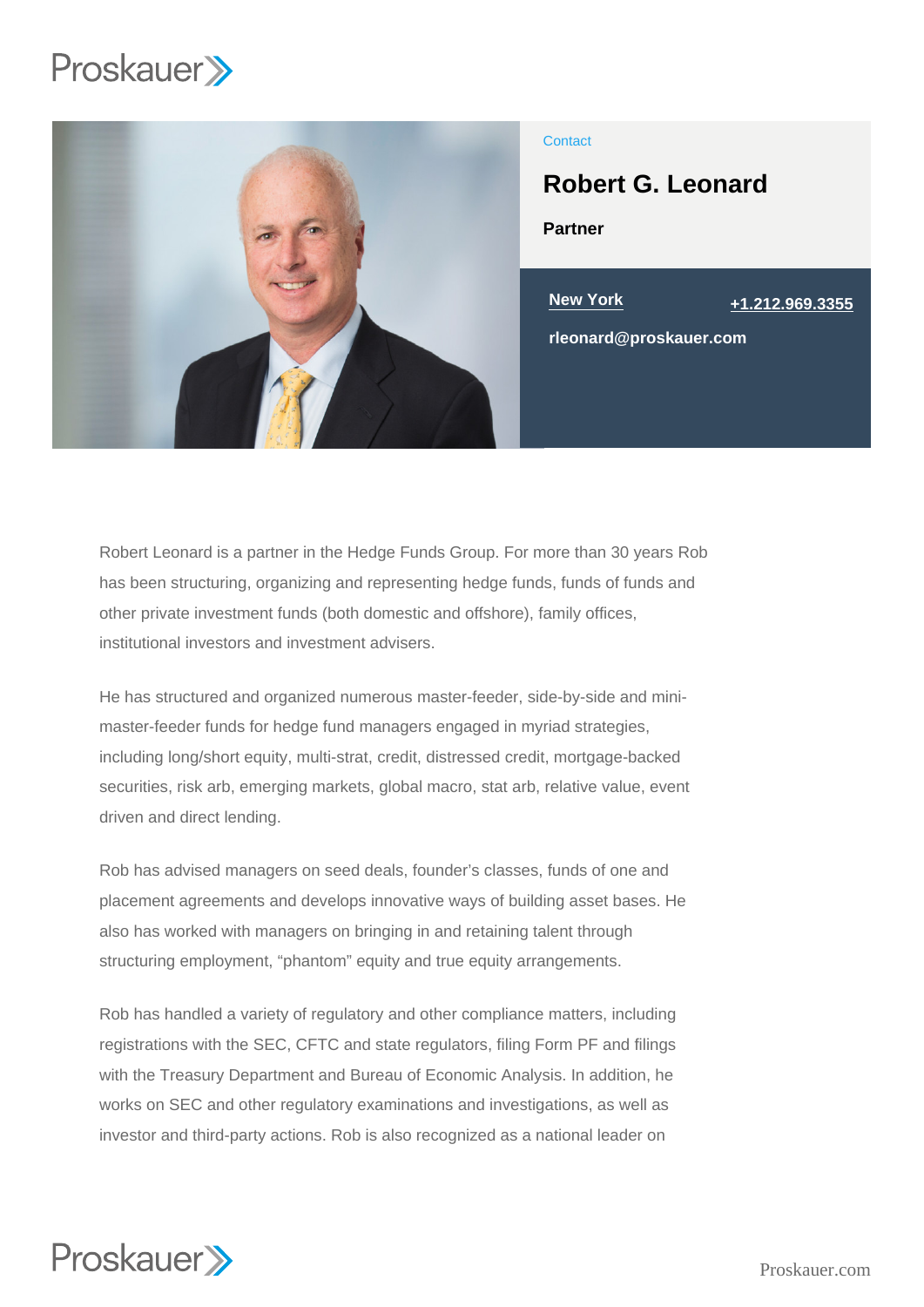Contact

# Robert G. Leonard

**Partner**

New York | +1.212.969.3355

rleonard@proskauer.com

Robert Leonard is a partner in the Hedge Funds Group. For more than 30 years Rob has been structuring, organizing and representing hedge funds, funds of funds and other private investment funds (both domestic and offshore), family offices, institutional investors and investment advisers.

He has structured and organized numerous master-feeder, side-by-side and mini-master-feeder funds for hedge fund managers engaged in myriad strategies, including long/short equity, multi-strat, credit, distressed credit, mortgage-backed securities, risk arb, emerging markets, global macro, stat arb, relative value, event driven and direct lending.

Rob has advised managers on seed deals, founder's classes, funds of one and placement agreements and develops innovative ways of building asset bases. He also has worked with managers on bringing in and retaining talent through structuring employment, "phantom" equity and true equity arrangements.

Rob has handled a variety of regulatory and other compliance matters, including registrations with the SEC, CFTC and state regulators, filing Form PF and filings with the Treasury Department and Bureau of Economic Analysis. In addition, he works on SEC and other regulatory examinations and investigations, as well as investor and third-party actions. Rob is also recognized as a national leader on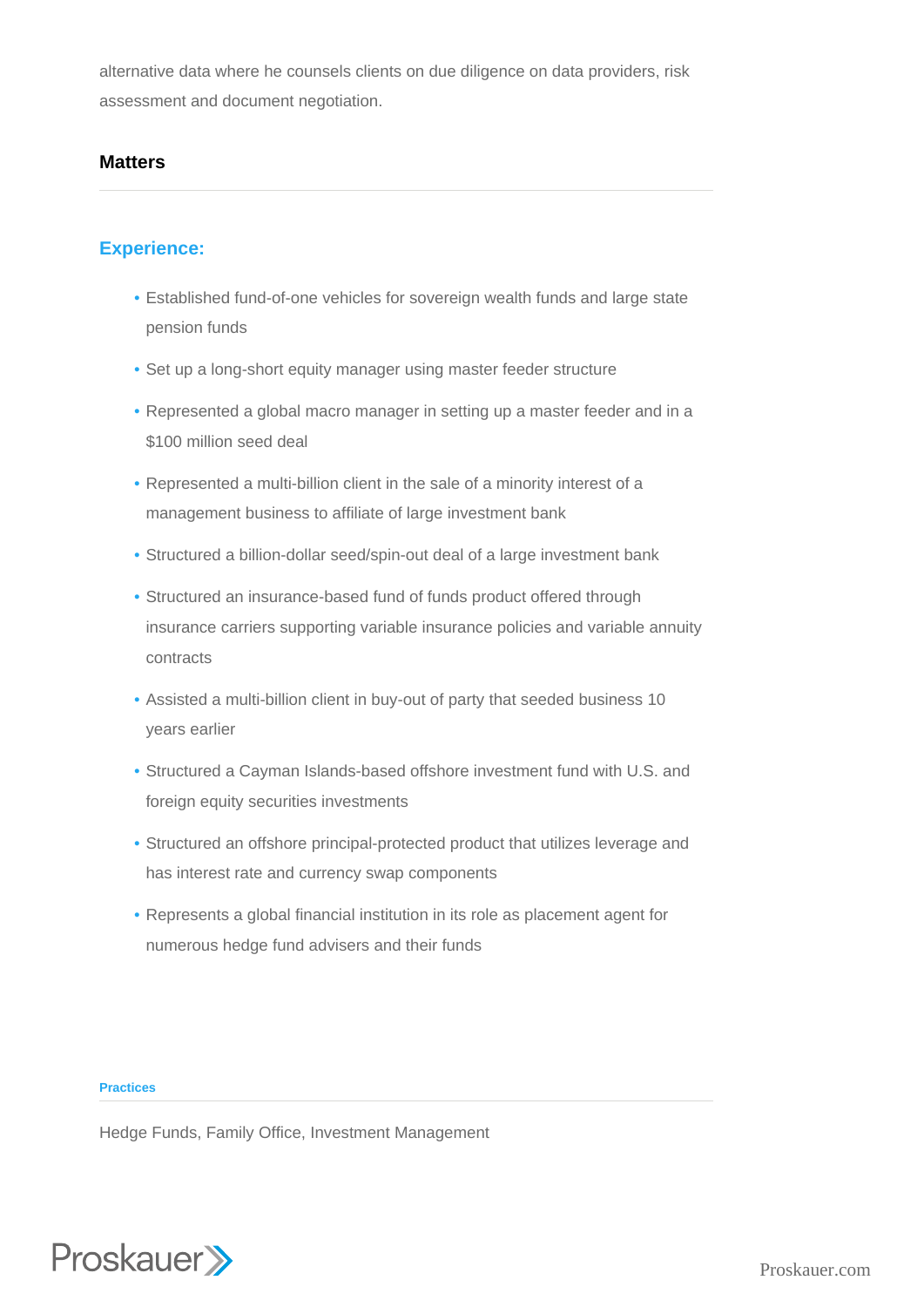alternative data where he counsels clients on due diligence on data providers, risk assessment and document negotiation.

## Matters

### Experience:

- Established fund-of-one vehicles for sovereign wealth funds and large state pension funds
- Set up a long-short equity manager using master feeder structure
- Represented a global macro manager in setting up a master feeder and in a $100 million seed deal
- Represented a multi-billion client in the sale of a minority interest of a management business to affiliate of large investment bank
- Structured a billion-dollar seed/spin-out deal of a large investment bank
- Structured an insurance-based fund of funds product offered through insurance carriers supporting variable insurance policies and variable annuity contracts
- Assisted a multi-billion client in buy-out of party that seeded business 10 years earlier
- Structured a Cayman Islands-based offshore investment fund with U.S. and foreign equity securities investments
- Structured an offshore principal-protected product that utilizes leverage and has interest rate and currency swap components
- Represents a global financial institution in its role as placement agent for numerous hedge fund advisers and their funds

#### Practices

Hedge Funds, Family Office, Investment Management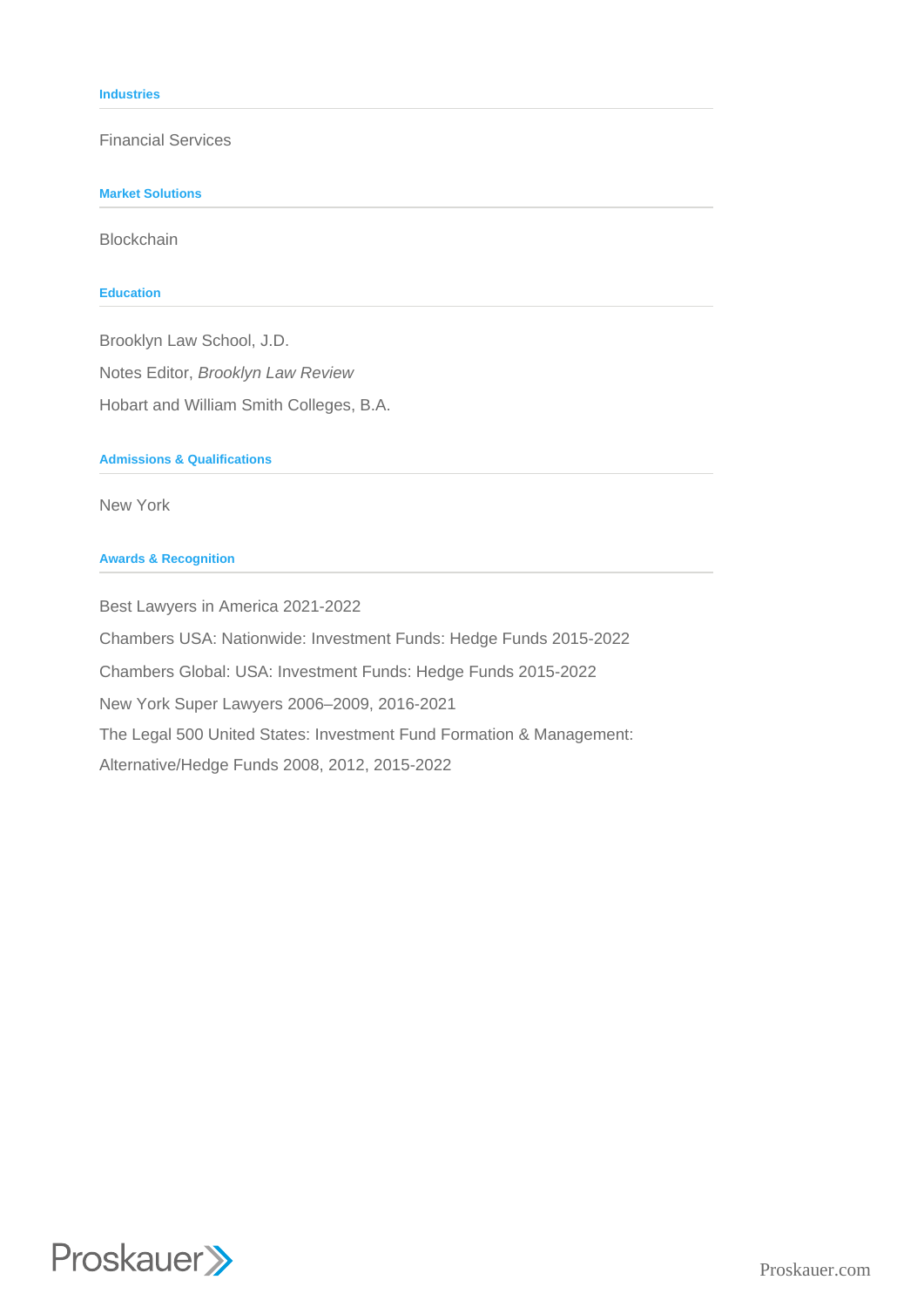#### Industries

Financial Services

#### Market Solutions

Blockchain

#### Education

Brooklyn Law School, J.D.

Notes Editor, *Brooklyn Law Review*

Hobart and William Smith Colleges, B.A.

#### Admissions & Qualifications

New York

#### Awards & Recognition

Best Lawyers in America 2021-2022

Chambers USA: Nationwide: Investment Funds: Hedge Funds 2015-2022

Chambers Global: USA: Investment Funds: Hedge Funds 2015-2022

New York Super Lawyers 2006–2009, 2016-2021

The Legal 500 United States: Investment Fund Formation & Management: Alternative/Hedge Funds 2008, 2012, 2015-2022